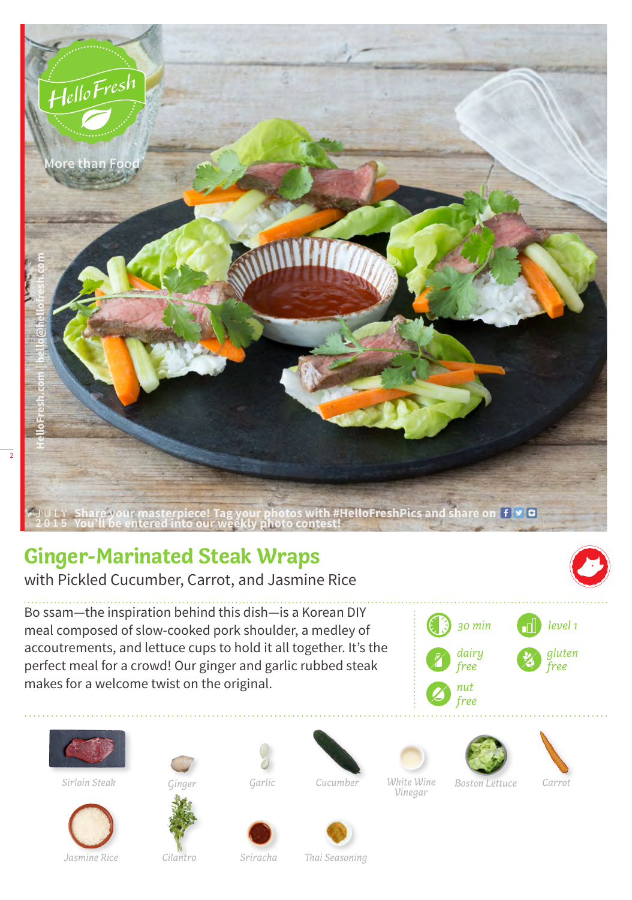HelloFresh

More than Food

HelloFresh.com | hello@hellofresh.com

JULY 2015 Share your masterpiece! Tag your photos with #HelloFreshPics and share on

You'll be entered into our weekly photo contest!

# Ginger-Marinated Steak Wraps

with Pickled Cucumber, Carrot, and Jasmine Rice

Bo ssam—the inspiration behind this dish—is a Korean DIY meal composed of slow-cooked pork shoulder, a medley of accoutrements, and lettuce cups to hold it all together. It's the perfect meal for a crowd! Our ginger and garlic rubbed steak makes for a welcome twist on the original.

- 30 min
- level 1
- dairy free
- gluten free
- nut free

Sirloin Steak, Ginger, Garlic, Cucumber, White Wine Vinegar, Boston Lettuce, Carrot, Jasmine Rice, Cilantro, Sriracha, Thai Seasoning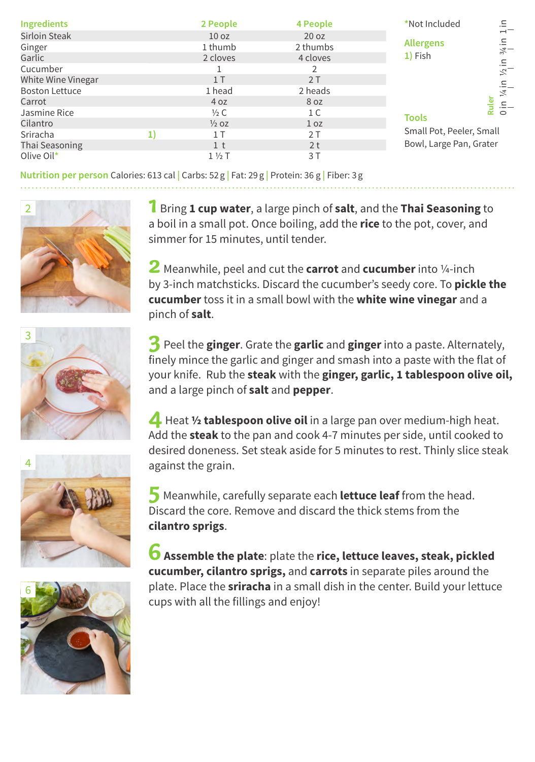| Ingredients | | 2 People | 4 People |
|---|---|---|---|
| Sirloin Steak | | 10 oz | 20 oz |
| Ginger | | 1 thumb | 2 thumbs |
| Garlic | | 2 cloves | 4 cloves |
| Cucumber | | 1 | 2 |
| White Wine Vinegar | | 1 T | 2 T |
| Boston Lettuce | | 1 head | 2 heads |
| Carrot | | 4 oz | 8 oz |
| Jasmine Rice | | ½ C | 1 C |
| Cilantro | | ½ oz | 1 oz |
| Sriracha | 1) | 1 T | 2 T |
| Thai Seasoning | | 1 t | 2 t |
| Olive Oil* | | 1 ½ T | 3 T |

*Not Included

**Allergens**

1) Fish

Ruler: 0 in, ¼ in, ½ in, ¾ in, 1 in

**Tools**

Small Pot, Peeler, Small Bowl, Large Pan, Grater

**Nutrition per person** Calories: 613 cal | Carbs: 52 g | Fat: 29 g | Protein: 36 g | Fiber: 3 g

2

3

4

6

**1** Bring **1 cup water**, a large pinch of **salt**, and the **Thai Seasoning** to a boil in a small pot. Once boiling, add the **rice** to the pot, cover, and simmer for 15 minutes, until tender.

**2** Meanwhile, peel and cut the **carrot** and **cucumber** into ¼-inch by 3-inch matchsticks. Discard the cucumber's seedy core. To **pickle the cucumber** toss it in a small bowl with the **white wine vinegar** and a pinch of **salt**.

**3** Peel the **ginger**. Grate the **garlic** and **ginger** into a paste. Alternately, finely mince the garlic and ginger and smash into a paste with the flat of your knife. Rub the **steak** with the **ginger, garlic, 1 tablespoon olive oil,** and a large pinch of **salt** and **pepper**.

**4** Heat **½ tablespoon olive oil** in a large pan over medium-high heat. Add the **steak** to the pan and cook 4-7 minutes per side, until cooked to desired doneness. Set steak aside for 5 minutes to rest. Thinly slice steak against the grain.

**5** Meanwhile, carefully separate each **lettuce leaf** from the head. Discard the core. Remove and discard the thick stems from the **cilantro sprigs**.

**6** **Assemble the plate**: plate the **rice, lettuce leaves, steak, pickled cucumber, cilantro sprigs,** and **carrots** in separate piles around the plate. Place the **sriracha** in a small dish in the center. Build your lettuce cups with all the fillings and enjoy!